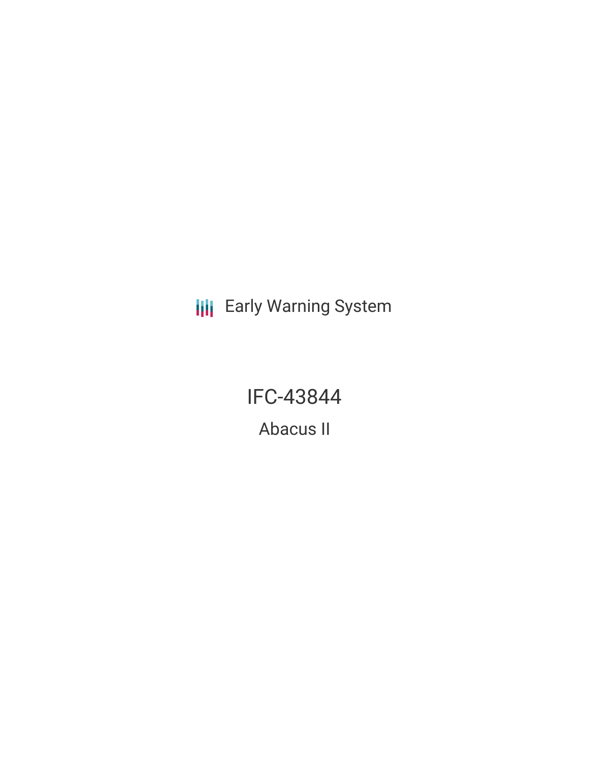Early Warning System

# IFC-43844

## Abacus II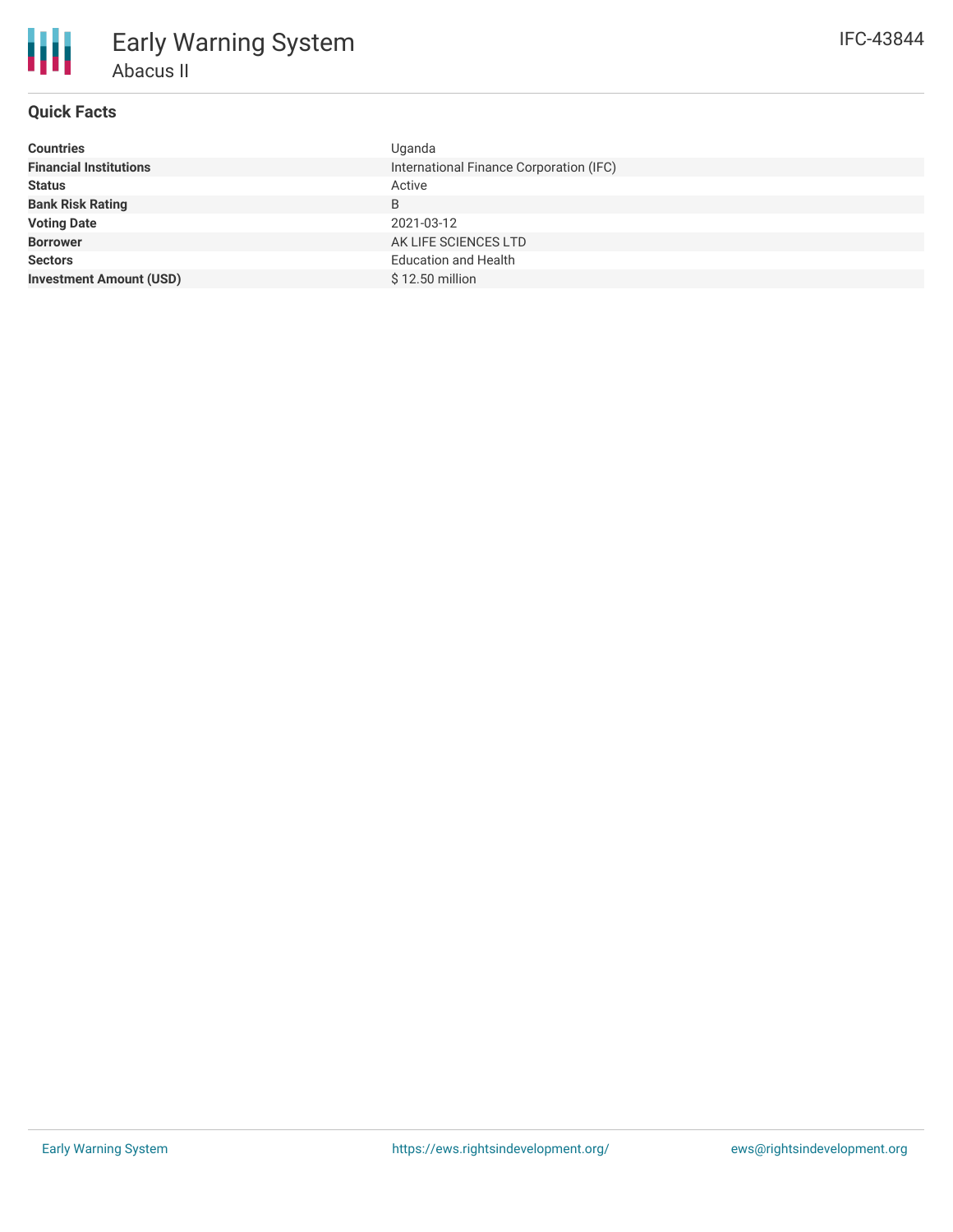# Early Warning System

## Abacus II

IFC-43844

### Quick Facts

| | |
|---|---|
| **Countries** | Uganda |
| **Financial Institutions** | International Finance Corporation (IFC) |
| **Status** | Active |
| **Bank Risk Rating** | B |
| **Voting Date** | 2021-03-12 |
| **Borrower** | AK LIFE SCIENCES LTD |
| **Sectors** | Education and Health |
| **Investment Amount (USD)** | $ 12.50 million |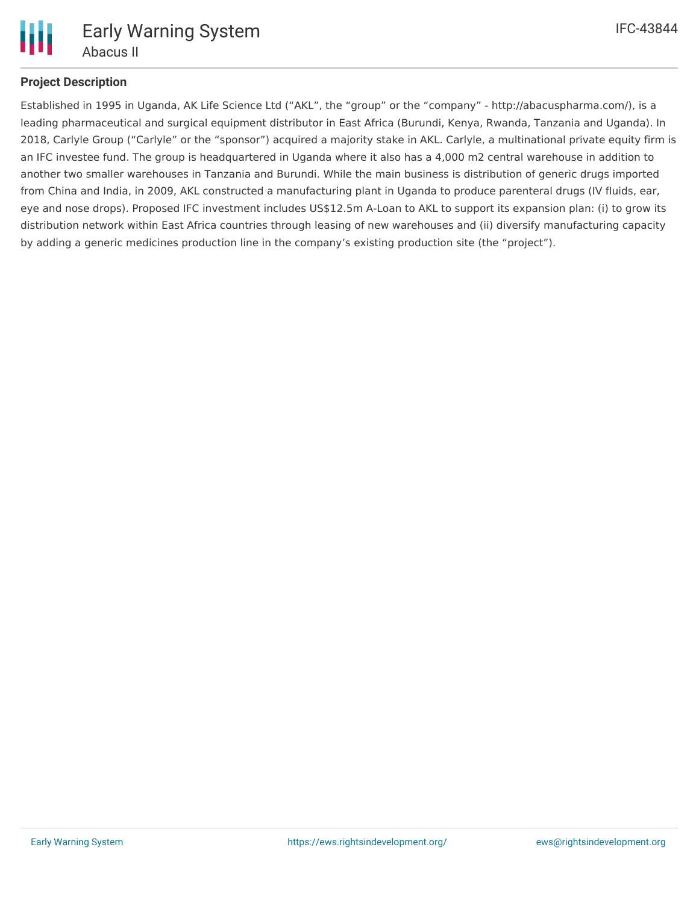## Project Description

Established in 1995 in Uganda, AK Life Science Ltd ("AKL", the "group" or the "company" - http://abacuspharma.com/), is a leading pharmaceutical and surgical equipment distributor in East Africa (Burundi, Kenya, Rwanda, Tanzania and Uganda). In 2018, Carlyle Group ("Carlyle" or the "sponsor") acquired a majority stake in AKL. Carlyle, a multinational private equity firm is an IFC investee fund. The group is headquartered in Uganda where it also has a 4,000 m2 central warehouse in addition to another two smaller warehouses in Tanzania and Burundi. While the main business is distribution of generic drugs imported from China and India, in 2009, AKL constructed a manufacturing plant in Uganda to produce parenteral drugs (IV fluids, ear, eye and nose drops). Proposed IFC investment includes US$12.5m A-Loan to AKL to support its expansion plan: (i) to grow its distribution network within East Africa countries through leasing of new warehouses and (ii) diversify manufacturing capacity by adding a generic medicines production line in the company's existing production site (the "project").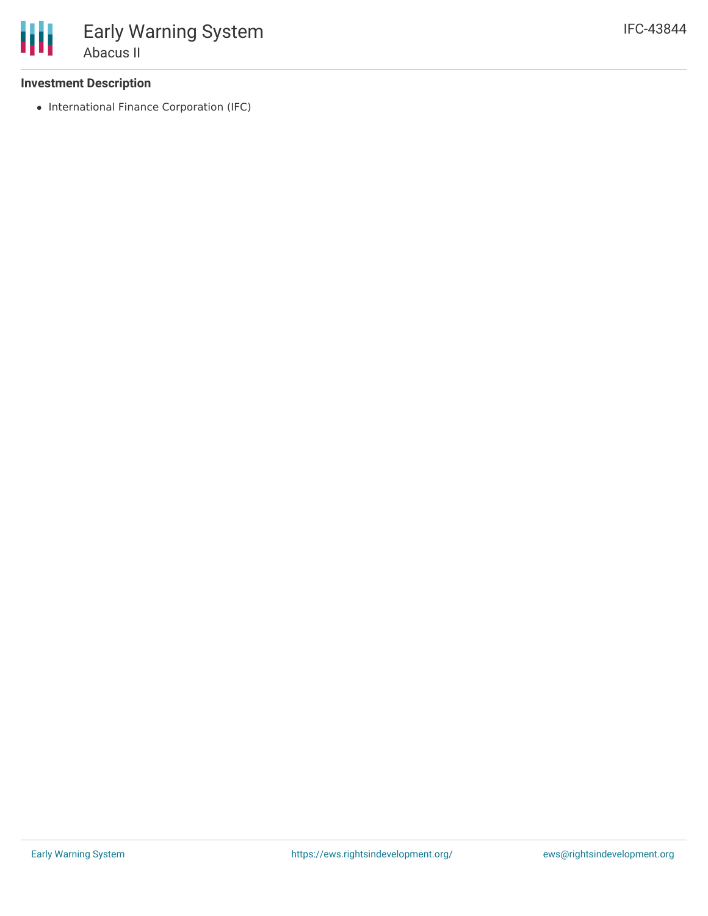### Investment Description

- International Finance Corporation (IFC)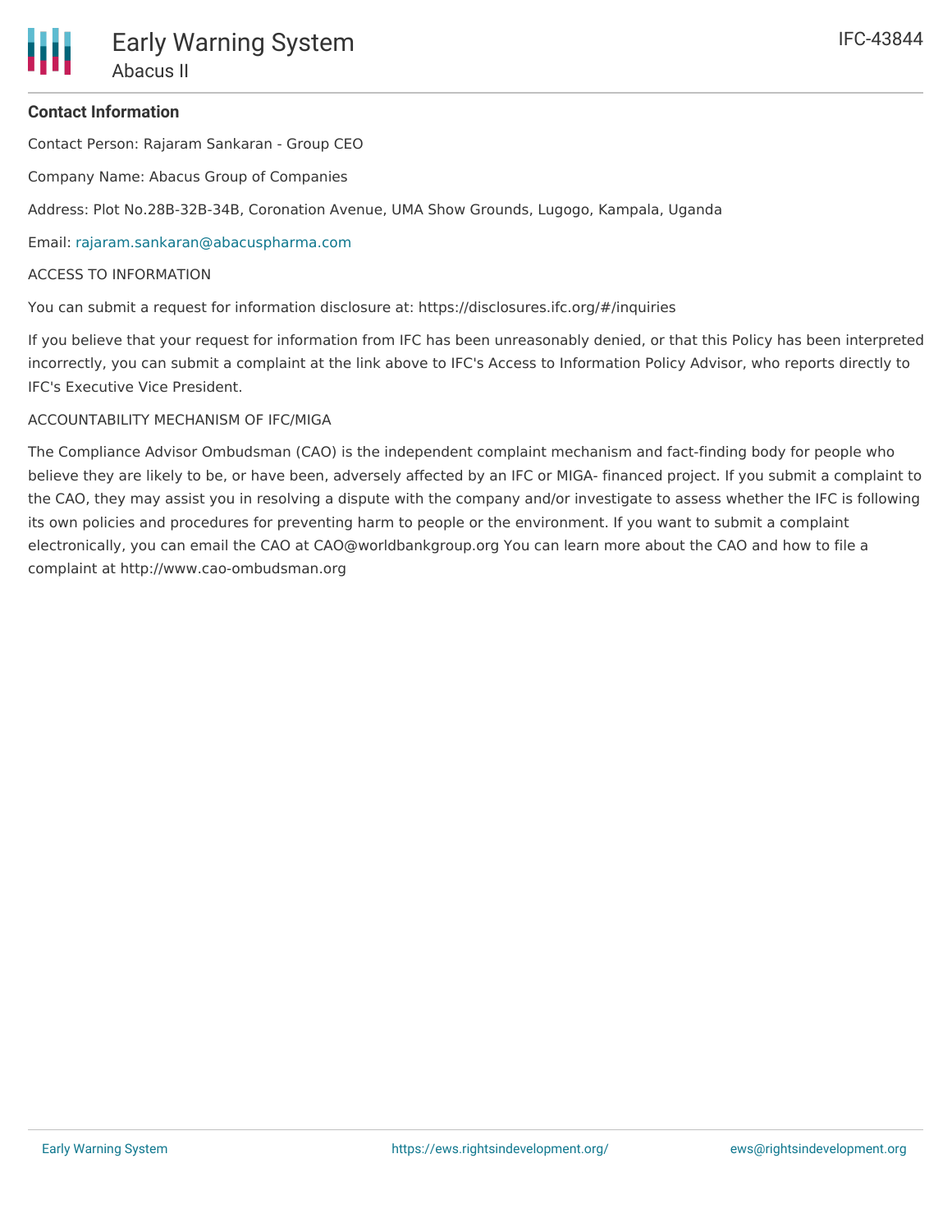**Contact Information**

Contact Person: Rajaram Sankaran - Group CEO

Company Name: Abacus Group of Companies

Address: Plot No.28B-32B-34B, Coronation Avenue, UMA Show Grounds, Lugogo, Kampala, Uganda

Email: rajaram.sankaran@abacuspharma.com

ACCESS TO INFORMATION

You can submit a request for information disclosure at: https://disclosures.ifc.org/#/inquiries

If you believe that your request for information from IFC has been unreasonably denied, or that this Policy has been interpreted incorrectly, you can submit a complaint at the link above to IFC's Access to Information Policy Advisor, who reports directly to IFC's Executive Vice President.

ACCOUNTABILITY MECHANISM OF IFC/MIGA

The Compliance Advisor Ombudsman (CAO) is the independent complaint mechanism and fact-finding body for people who believe they are likely to be, or have been, adversely affected by an IFC or MIGA- financed project. If you submit a complaint to the CAO, they may assist you in resolving a dispute with the company and/or investigate to assess whether the IFC is following its own policies and procedures for preventing harm to people or the environment. If you want to submit a complaint electronically, you can email the CAO at CAO@worldbankgroup.org You can learn more about the CAO and how to file a complaint at http://www.cao-ombudsman.org